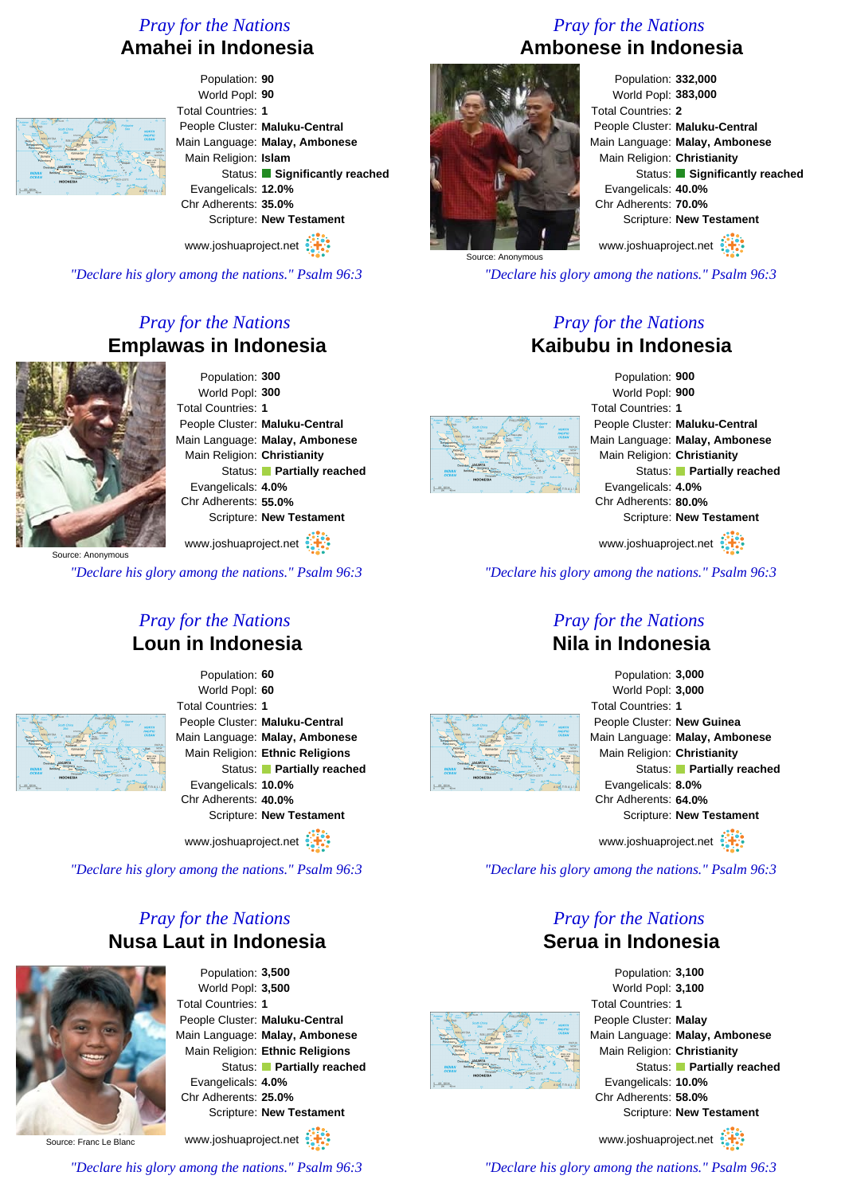## Pray for the Nations

# Amahei in Indonesia

Population: **90**
World Popl: **90**
Total Countries: **1**
People Cluster: **Maluku-Central**
Main Language: **Malay, Ambonese**
Main Religion: **Islam**
Status: **Significantly reached**
Evangelicals: **12.0%**
Chr Adherents: **35.0%**
Scripture: **New Testament**

www.joshuaproject.net

*"Declare his glory among the nations." Psalm 96:3*

## Pray for the Nations

# Ambonese in Indonesia

Source: Anonymous

Population: **332,000**
World Popl: **383,000**
Total Countries: **2**
People Cluster: **Maluku-Central**
Main Language: **Malay, Ambonese**
Main Religion: **Christianity**
Status: **Significantly reached**
Evangelicals: **40.0%**
Chr Adherents: **70.0%**
Scripture: **New Testament**

www.joshuaproject.net

*"Declare his glory among the nations." Psalm 96:3*

## Pray for the Nations

# Emplawas in Indonesia

Source: Anonymous

Population: **300**
World Popl: **300**
Total Countries: **1**
People Cluster: **Maluku-Central**
Main Language: **Malay, Ambonese**
Main Religion: **Christianity**
Status: **Partially reached**
Evangelicals: **4.0%**
Chr Adherents: **55.0%**
Scripture: **New Testament**

www.joshuaproject.net

*"Declare his glory among the nations." Psalm 96:3*

## Pray for the Nations

# Kaibubu in Indonesia

Population: **900**
World Popl: **900**
Total Countries: **1**
People Cluster: **Maluku-Central**
Main Language: **Malay, Ambonese**
Main Religion: **Christianity**
Status: **Partially reached**
Evangelicals: **4.0%**
Chr Adherents: **80.0%**
Scripture: **New Testament**

www.joshuaproject.net

*"Declare his glory among the nations." Psalm 96:3*

## Pray for the Nations

# Loun in Indonesia

Population: **60**
World Popl: **60**
Total Countries: **1**
People Cluster: **Maluku-Central**
Main Language: **Malay, Ambonese**
Main Religion: **Ethnic Religions**
Status: **Partially reached**
Evangelicals: **10.0%**
Chr Adherents: **40.0%**
Scripture: **New Testament**

www.joshuaproject.net

*"Declare his glory among the nations." Psalm 96:3*

## Pray for the Nations

# Nila in Indonesia

Population: **3,000**
World Popl: **3,000**
Total Countries: **1**
People Cluster: **New Guinea**
Main Language: **Malay, Ambonese**
Main Religion: **Christianity**
Status: **Partially reached**
Evangelicals: **8.0%**
Chr Adherents: **64.0%**
Scripture: **New Testament**

www.joshuaproject.net

*"Declare his glory among the nations." Psalm 96:3*

## Pray for the Nations

# Nusa Laut in Indonesia

Source: Franc Le Blanc

Population: **3,500**
World Popl: **3,500**
Total Countries: **1**
People Cluster: **Maluku-Central**
Main Language: **Malay, Ambonese**
Main Religion: **Ethnic Religions**
Status: **Partially reached**
Evangelicals: **4.0%**
Chr Adherents: **25.0%**
Scripture: **New Testament**

www.joshuaproject.net

*"Declare his glory among the nations." Psalm 96:3*

## Pray for the Nations

# Serua in Indonesia

Population: **3,100**
World Popl: **3,100**
Total Countries: **1**
People Cluster: **Malay**
Main Language: **Malay, Ambonese**
Main Religion: **Christianity**
Status: **Partially reached**
Evangelicals: **10.0%**
Chr Adherents: **58.0%**
Scripture: **New Testament**

www.joshuaproject.net

*"Declare his glory among the nations." Psalm 96:3*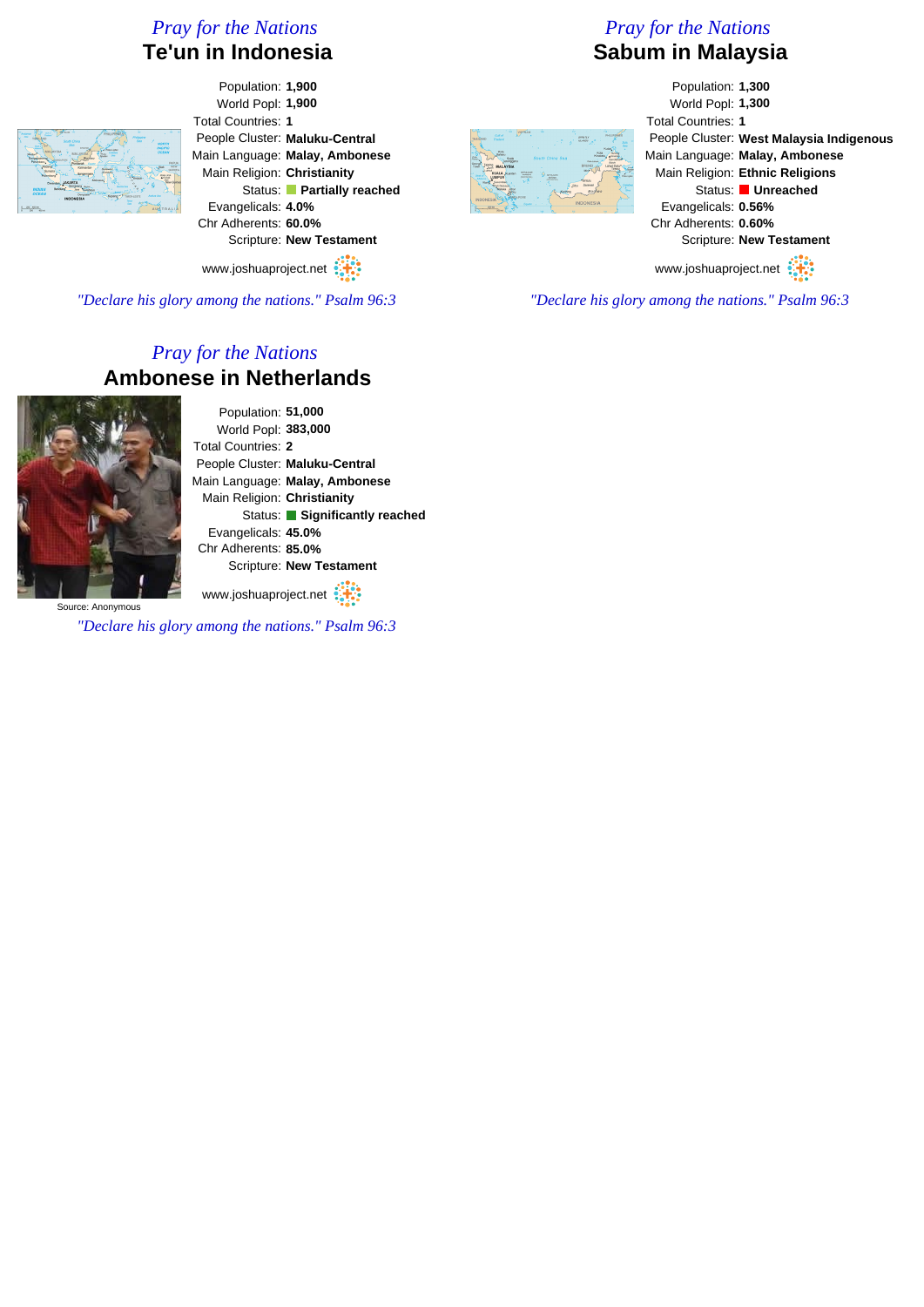*Pray for the Nations*

## Te'un in Indonesia

Population: **1,900**
World Popl: **1,900**
Total Countries: **1**
People Cluster: **Maluku-Central**
Main Language: **Malay, Ambonese**
Main Religion: **Christianity**
Status: **Partially reached**
Evangelicals: **4.0%**
Chr Adherents: **60.0%**
Scripture: **New Testament**

www.joshuaproject.net

*"Declare his glory among the nations." Psalm 96:3*

*Pray for the Nations*

## Sabum in Malaysia

Population: **1,300**
World Popl: **1,300**
Total Countries: **1**
People Cluster: **West Malaysia Indigenous**
Main Language: **Malay, Ambonese**
Main Religion: **Ethnic Religions**
Status: **Unreached**
Evangelicals: **0.56%**
Chr Adherents: **0.60%**
Scripture: **New Testament**

www.joshuaproject.net

*"Declare his glory among the nations." Psalm 96:3*

*Pray for the Nations*

## Ambonese in Netherlands

Population: **51,000**
World Popl: **383,000**
Total Countries: **2**
People Cluster: **Maluku-Central**
Main Language: **Malay, Ambonese**
Main Religion: **Christianity**
Status: **Significantly reached**
Evangelicals: **45.0%**
Chr Adherents: **85.0%**
Scripture: **New Testament**

Source: Anonymous

www.joshuaproject.net

*"Declare his glory among the nations." Psalm 96:3*